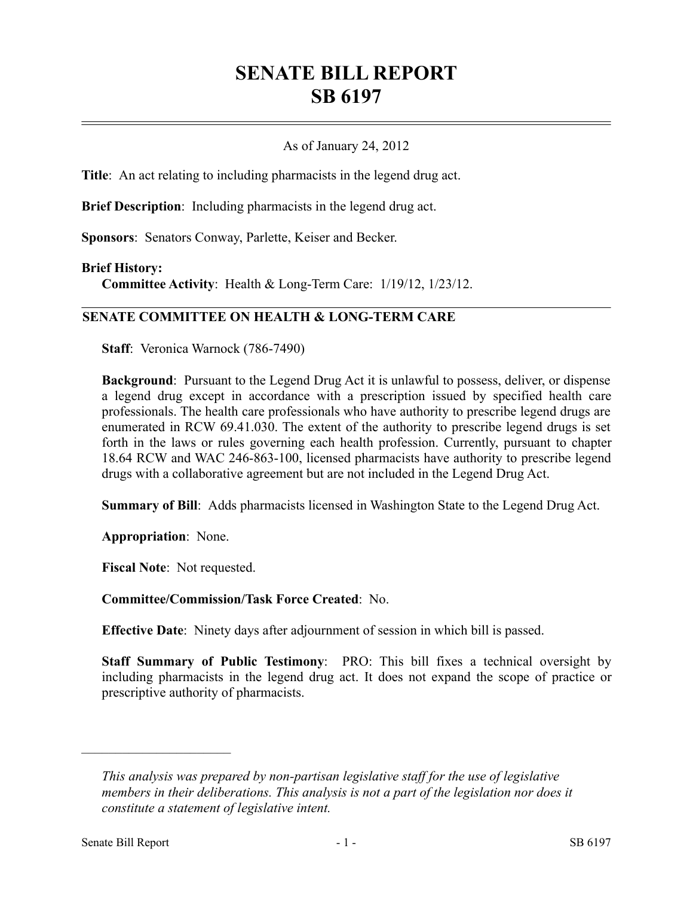# SENATE BILL REPORT
# SB 6197

As of January 24, 2012

**Title**: An act relating to including pharmacists in the legend drug act.

**Brief Description**: Including pharmacists in the legend drug act.

**Sponsors**: Senators Conway, Parlette, Keiser and Becker.

**Brief History:**

**Committee Activity**: Health & Long-Term Care: 1/19/12, 1/23/12.

## SENATE COMMITTEE ON HEALTH & LONG-TERM CARE

**Staff**: Veronica Warnock (786-7490)

**Background**: Pursuant to the Legend Drug Act it is unlawful to possess, deliver, or dispense a legend drug except in accordance with a prescription issued by specified health care professionals. The health care professionals who have authority to prescribe legend drugs are enumerated in RCW 69.41.030. The extent of the authority to prescribe legend drugs is set forth in the laws or rules governing each health profession. Currently, pursuant to chapter 18.64 RCW and WAC 246-863-100, licensed pharmacists have authority to prescribe legend drugs with a collaborative agreement but are not included in the Legend Drug Act.

**Summary of Bill**: Adds pharmacists licensed in Washington State to the Legend Drug Act.

**Appropriation**: None.

**Fiscal Note**: Not requested.

**Committee/Commission/Task Force Created**: No.

**Effective Date**: Ninety days after adjournment of session in which bill is passed.

**Staff Summary of Public Testimony**: PRO: This bill fixes a technical oversight by including pharmacists in the legend drug act. It does not expand the scope of practice or prescriptive authority of pharmacists.

---

*This analysis was prepared by non-partisan legislative staff for the use of legislative members in their deliberations. This analysis is not a part of the legislation nor does it constitute a statement of legislative intent.*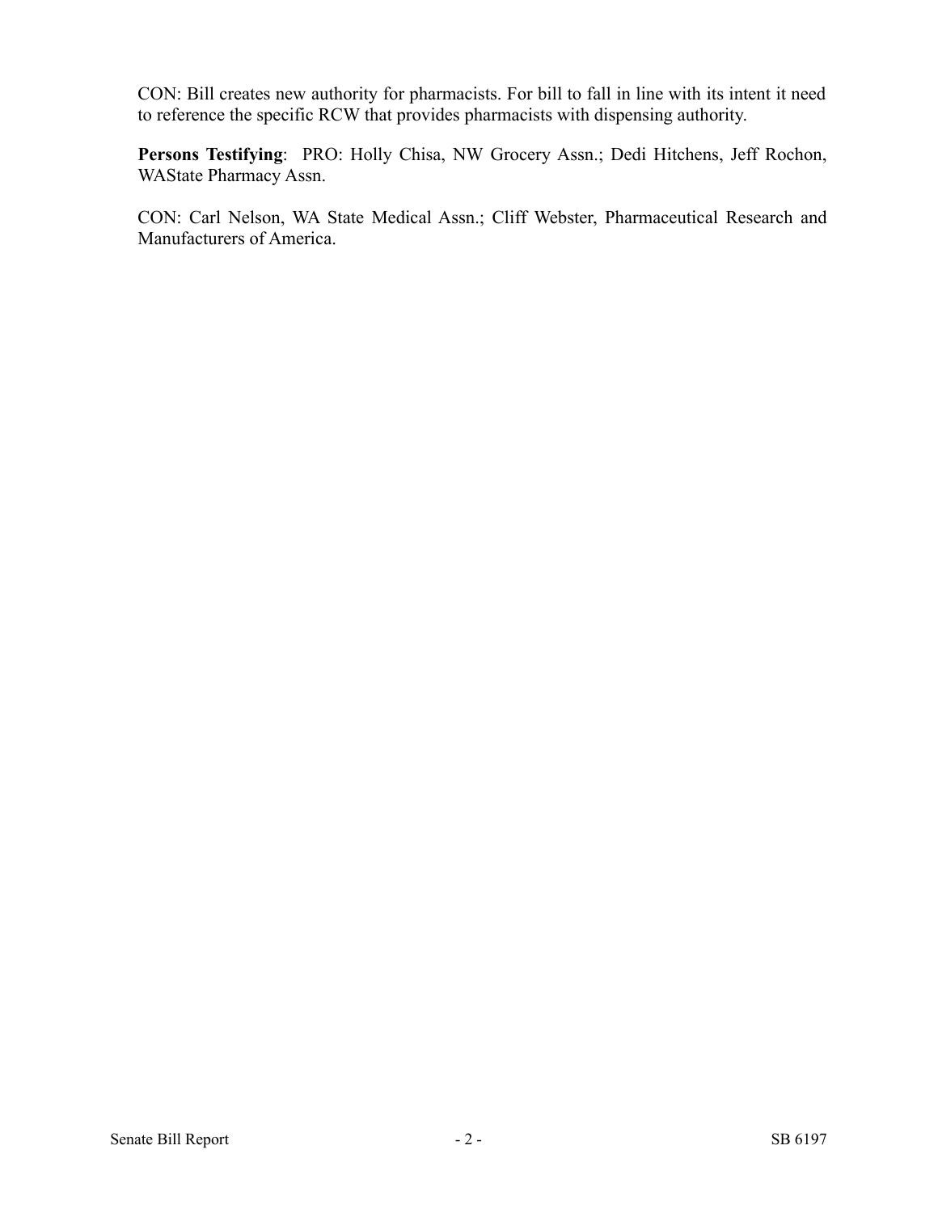CON: Bill creates new authority for pharmacists. For bill to fall in line with its intent it need to reference the specific RCW that provides pharmacists with dispensing authority.

**Persons Testifying**: PRO: Holly Chisa, NW Grocery Assn.; Dedi Hitchens, Jeff Rochon, WAState Pharmacy Assn.

CON: Carl Nelson, WA State Medical Assn.; Cliff Webster, Pharmaceutical Research and Manufacturers of America.